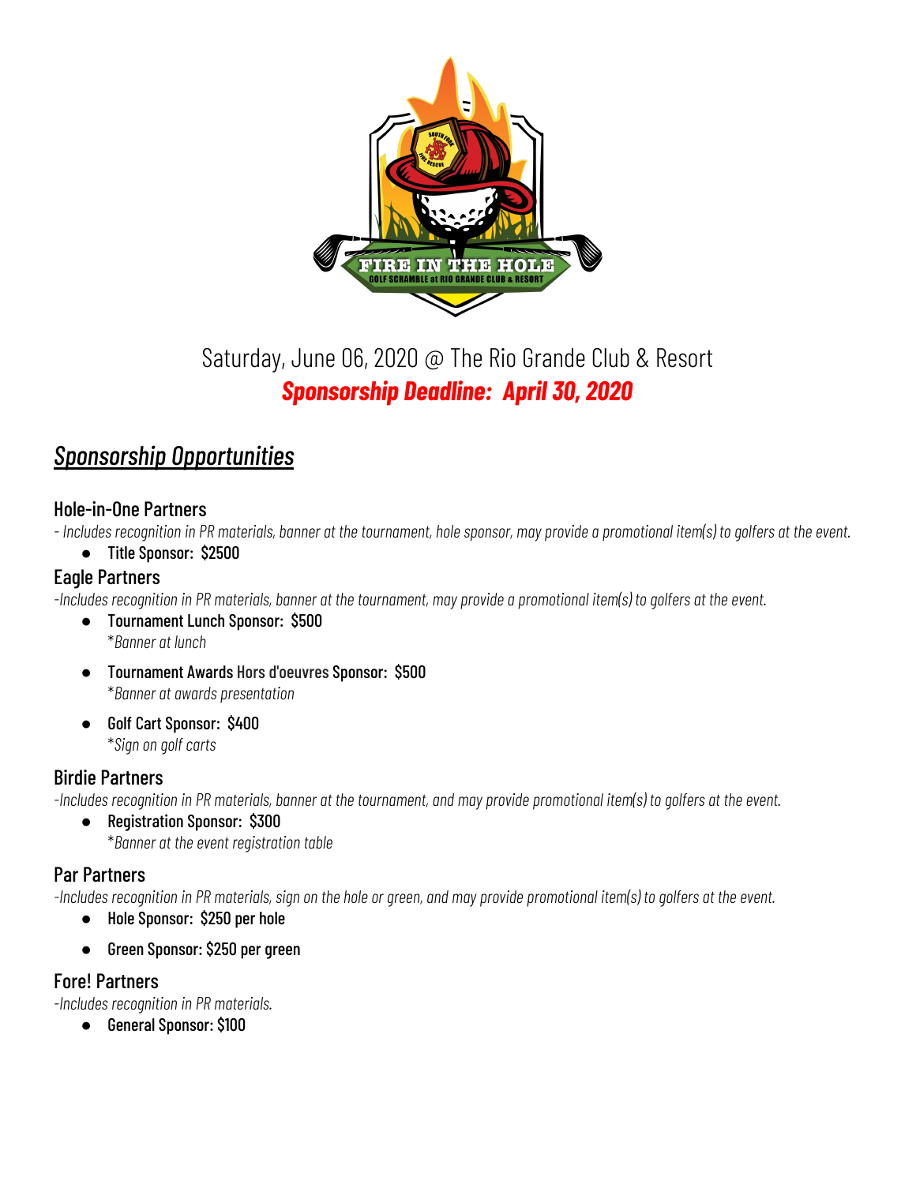Saturday, June 06, 2020 @ The Rio Grande Club & Resort

***Sponsorship Deadline: April 30, 2020***

## *Sponsorship Opportunities*

### Hole-in-One Partners

*- Includes recognition in PR materials, banner at the tournament, hole sponsor, may provide a promotional item(s) to golfers at the event.*

- **Title Sponsor: $2500**

### Eagle Partners

*-Includes recognition in PR materials, banner at the tournament, may provide a promotional item(s) to golfers at the event.*

- **Tournament Lunch Sponsor: $500**
  *\*Banner at lunch*
- **Tournament Awards Hors d'oeuvres Sponsor: $500**
  *\*Banner at awards presentation*
- **Golf Cart Sponsor: $400**
  *\*Sign on golf carts*

### Birdie Partners

*-Includes recognition in PR materials, banner at the tournament, and may provide promotional item(s) to golfers at the event.*

- **Registration Sponsor: $300**
  *\*Banner at the event registration table*

### Par Partners

*-Includes recognition in PR materials, sign on the hole or green, and may provide promotional item(s) to golfers at the event.*

- **Hole Sponsor: $250 per hole**
- **Green Sponsor: $250 per green**

### Fore! Partners

*-Includes recognition in PR materials.*

- **General Sponsor: $100**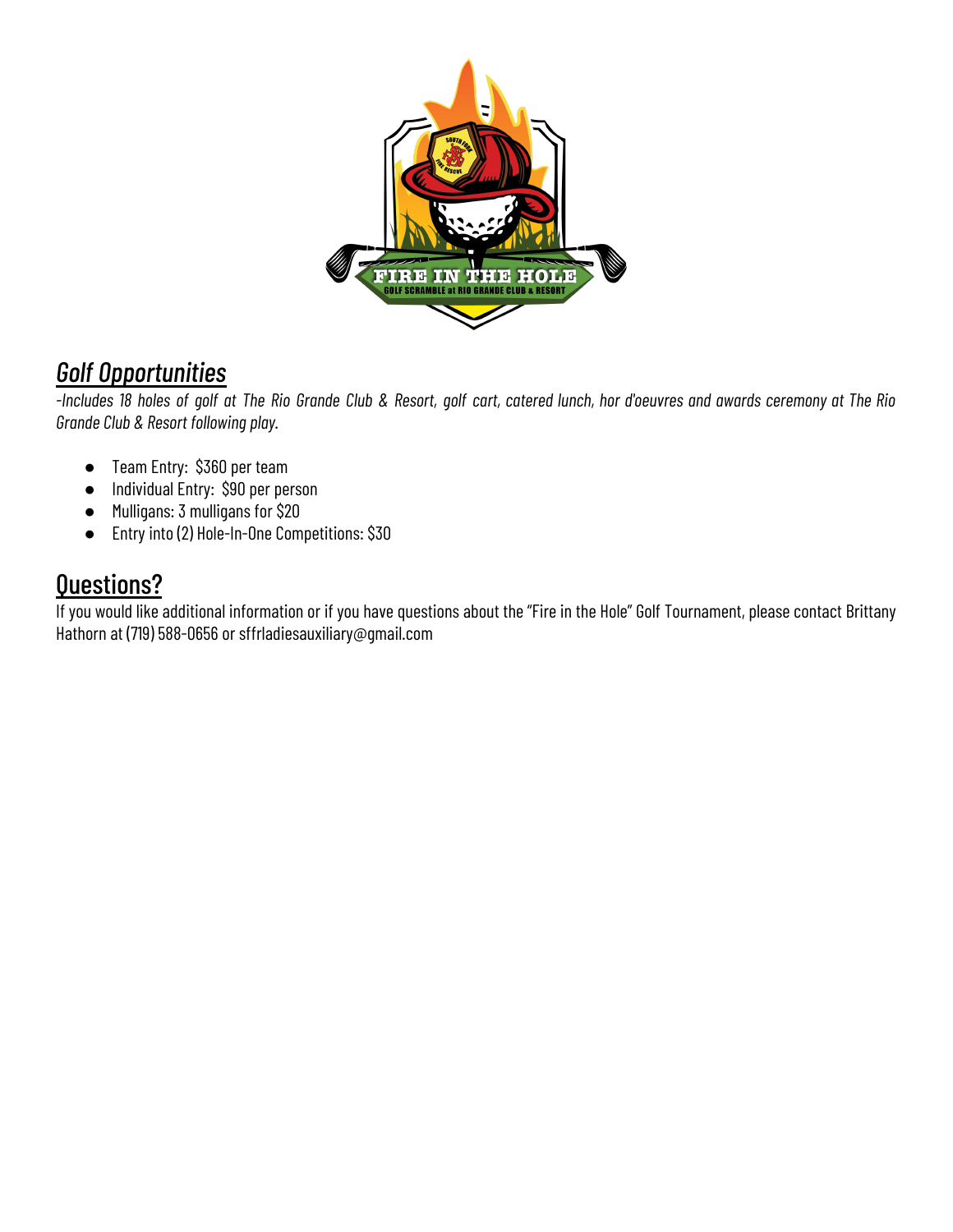## *Golf Opportunities*

*-Includes 18 holes of golf at The Rio Grande Club & Resort, golf cart, catered lunch, hor d'oeuvres and awards ceremony at The Rio Grande Club & Resort following play.*

- Team Entry: $360 per team
- Individual Entry: $90 per person
- Mulligans: 3 mulligans for $20
- Entry into (2) Hole-In-One Competitions: $30

## Questions?

If you would like additional information or if you have questions about the "Fire in the Hole" Golf Tournament, please contact Brittany Hathorn at (719) 588-0656 or sffrladiesauxiliary@gmail.com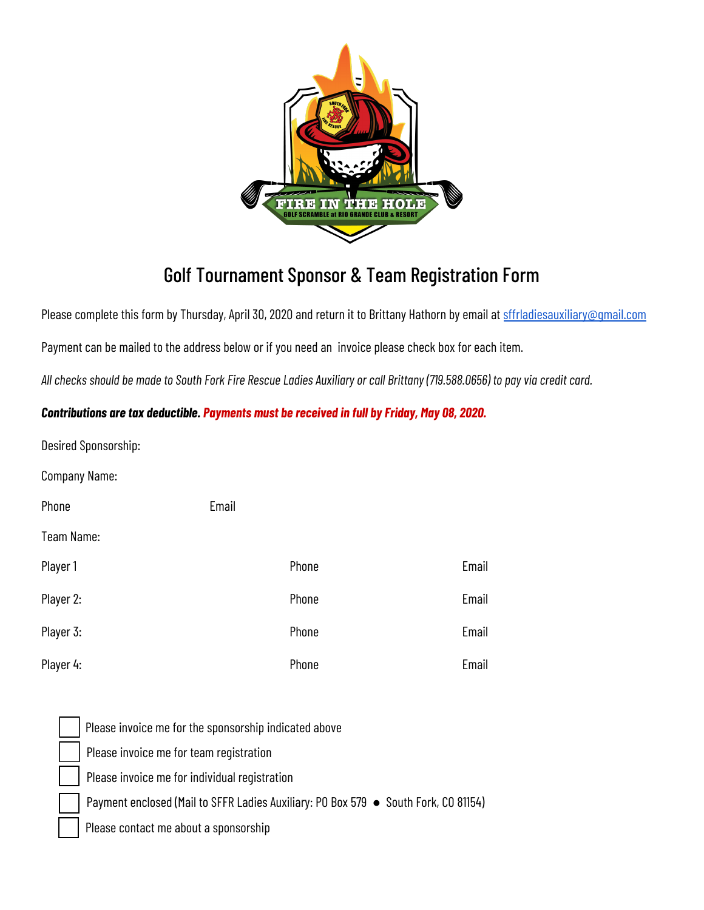# Golf Tournament Sponsor & Team Registration Form

Please complete this form by Thursday, April 30, 2020 and return it to Brittany Hathorn by email at sffrladiesauxiliary@gmail.com

Payment can be mailed to the address below or if you need an invoice please check box for each item.

*All checks should be made to South Fork Fire Rescue Ladies Auxiliary or call Brittany (719.588.0656) to pay via credit card.*

***Contributions are tax deductible. Payments must be received in full by Friday, May 08, 2020.***

Desired Sponsorship:

Company Name:

Phone Email

Team Name:

| | | |
|---|---|---|
| Player 1 | Phone | Email |
| Player 2: | Phone | Email |
| Player 3: | Phone | Email |
| Player 4: | Phone | Email |

- ☐ Please invoice me for the sponsorship indicated above
- ☐ Please invoice me for team registration
- ☐ Please invoice me for individual registration
- ☐ Payment enclosed (Mail to SFFR Ladies Auxiliary: PO Box 579 ● South Fork, CO 81154)
- ☐ Please contact me about a sponsorship